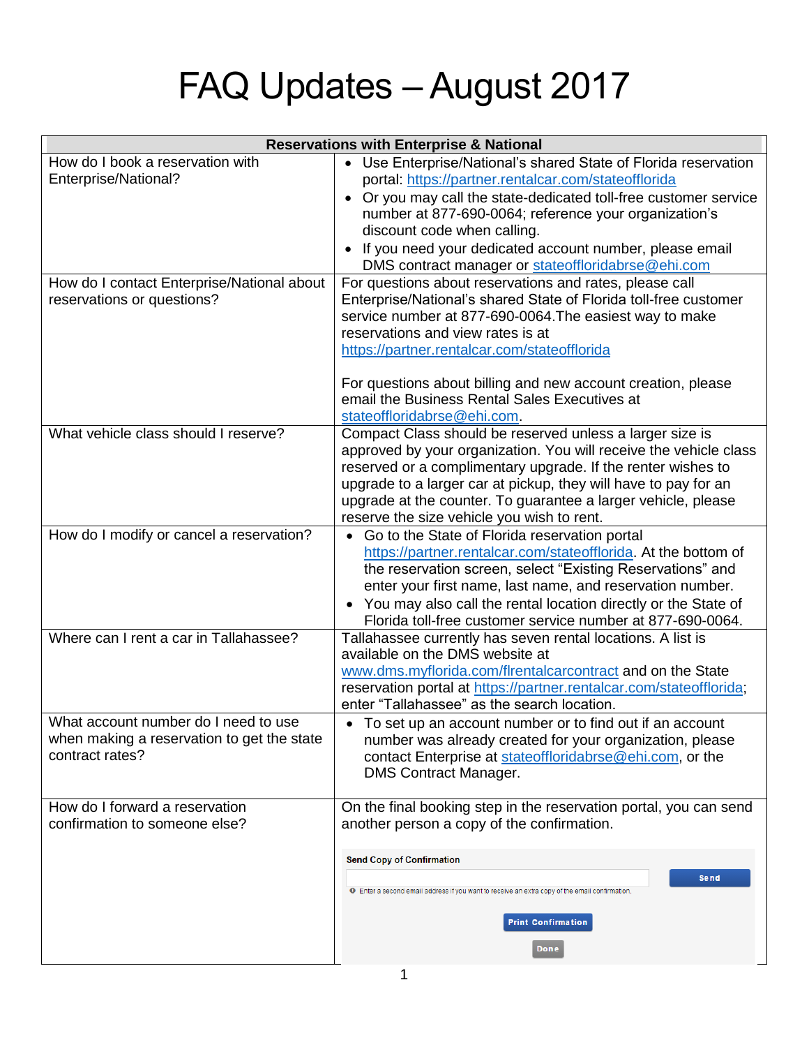# FAQ Updates – August 2017

| Reservations with Enterprise & National | |
|---|---|
| How do I book a reservation with Enterprise/National? | • Use Enterprise/National's shared State of Florida reservation portal: https://partner.rentalcar.com/stateofflorida<br>• Or you may call the state-dedicated toll-free customer service number at 877-690-0064; reference your organization's discount code when calling.<br>• If you need your dedicated account number, please email DMS contract manager or stateofdloridabre@ehi.com |
| How do I contact Enterprise/National about reservations or questions? | For questions about reservations and rates, please call Enterprise/National's shared State of Florida toll-free customer service number at 877-690-0064.The easiest way to make reservations and view rates is at https://partner.rentalcar.com/stateofflorida<br><br>For questions about billing and new account creation, please email the Business Rental Sales Executives at stateoffloridabrse@ehi.com. |
| What vehicle class should I reserve? | Compact Class should be reserved unless a larger size is approved by your organization. You will receive the vehicle class reserved or a complimentary upgrade. If the renter wishes to upgrade to a larger car at pickup, they will have to pay for an upgrade at the counter. To guarantee a larger vehicle, please reserve the size vehicle you wish to rent. |
| How do I modify or cancel a reservation? | • Go to the State of Florida reservation portal https://partner.rentalcar.com/stateofflorida. At the bottom of the reservation screen, select "Existing Reservations" and enter your first name, last name, and reservation number.<br>• You may also call the rental location directly or the State of Florida toll-free customer service number at 877-690-0064. |
| Where can I rent a car in Tallahassee? | Tallahassee currently has seven rental locations. A list is available on the DMS website at www.dms.myflorida.com/flrentalcarcontract and on the State reservation portal at https://partner.rentalcar.com/stateofflorida; enter "Tallahassee" as the search location. |
| What account number do I need to use when making a reservation to get the state contract rates? | • To set up an account number or to find out if an account number was already created for your organization, please contact Enterprise at stateoffloridabrse@ehi.com, or the DMS Contract Manager. |
| How do I forward a reservation confirmation to someone else? | On the final booking step in the reservation portal, you can send another person a copy of the confirmation.<br><br>**Send Copy of Confirmation**<br>[ ] Send<br>Enter a second email address if you want to receive an extra copy of the email confirmation.<br>Print Confirmation<br>Done |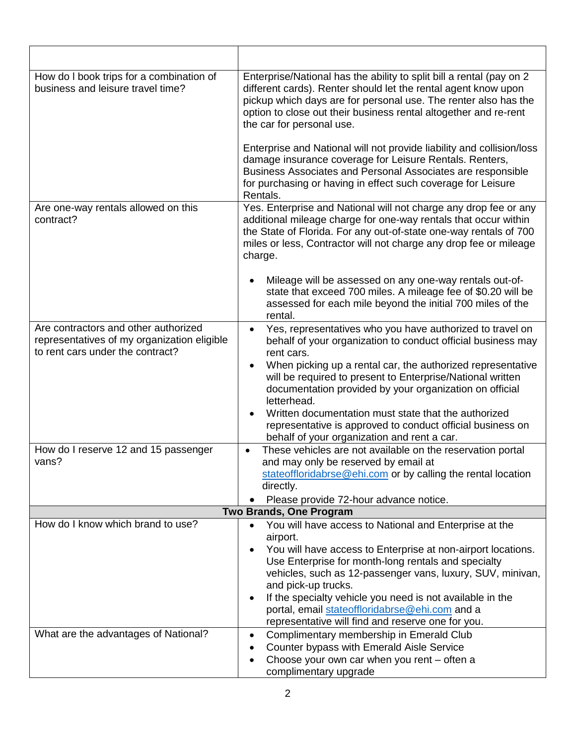| | |
|---|---|
| How do I book trips for a combination of business and leisure travel time? | Enterprise/National has the ability to split bill a rental (pay on 2 different cards). Renter should let the rental agent know upon pickup which days are for personal use. The renter also has the option to close out their business rental altogether and re-rent the car for personal use.<br><br>Enterprise and National will not provide liability and collision/loss damage insurance coverage for Leisure Rentals. Renters, Business Associates and Personal Associates are responsible for purchasing or having in effect such coverage for Leisure Rentals. |
| Are one-way rentals allowed on this contract? | Yes. Enterprise and National will not charge any drop fee or any additional mileage charge for one-way rentals that occur within the State of Florida. For any out-of-state one-way rentals of 700 miles or less, Contractor will not charge any drop fee or mileage charge.<br><br>• Mileage will be assessed on any one-way rentals out-of-state that exceed 700 miles. A mileage fee of $0.20 will be assessed for each mile beyond the initial 700 miles of the rental. |
| Are contractors and other authorized representatives of my organization eligible to rent cars under the contract? | • Yes, representatives who you have authorized to travel on behalf of your organization to conduct official business may rent cars.<br>• When picking up a rental car, the authorized representative will be required to present to Enterprise/National written documentation provided by your organization on official letterhead.<br>• Written documentation must state that the authorized representative is approved to conduct official business on behalf of your organization and rent a car. |
| How do I reserve 12 and 15 passenger vans? | • These vehicles are not available on the reservation portal and may only be reserved by email at stateoffloridabrse@ehi.com or by calling the rental location directly.<br>• Please provide 72-hour advance notice. |
| **Two Brands, One Program** | |
| How do I know which brand to use? | • You will have access to National and Enterprise at the airport.<br>• You will have access to Enterprise at non-airport locations. Use Enterprise for month-long rentals and specialty vehicles, such as 12-passenger vans, luxury, SUV, minivan, and pick-up trucks.<br>• If the specialty vehicle you need is not available in the portal, email stateoffloridabrse@ehi.com and a representative will find and reserve one for you. |
| What are the advantages of National? | • Complimentary membership in Emerald Club<br>• Counter bypass with Emerald Aisle Service<br>• Choose your own car when you rent – often a complimentary upgrade |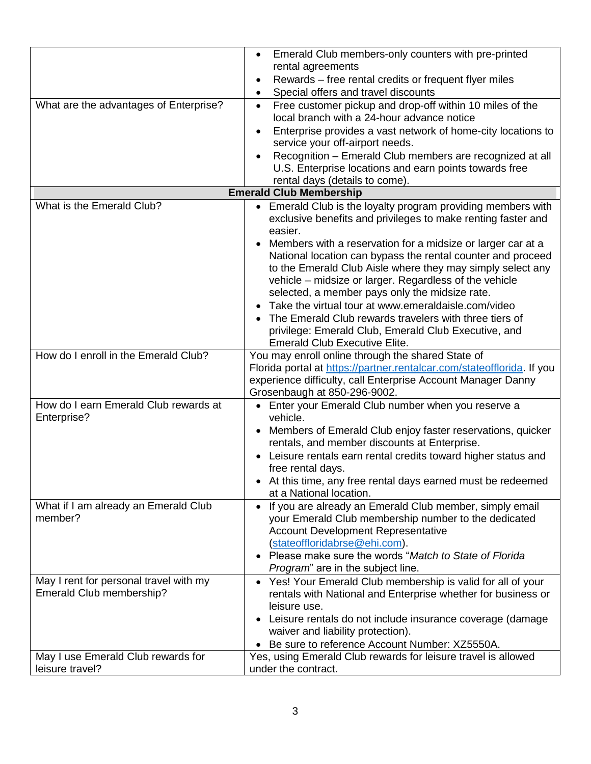| | |
|---|---|
| | • Emerald Club members-only counters with pre-printed rental agreements<br>• Rewards – free rental credits or frequent flyer miles<br>• Special offers and travel discounts |
| What are the advantages of Enterprise? | • Free customer pickup and drop-off within 10 miles of the local branch with a 24-hour advance notice<br>• Enterprise provides a vast network of home-city locations to service your off-airport needs.<br>• Recognition – Emerald Club members are recognized at all U.S. Enterprise locations and earn points towards free rental days (details to come). |
| **Emerald Club Membership** | |
| What is the Emerald Club? | • Emerald Club is the loyalty program providing members with exclusive benefits and privileges to make renting faster and easier.<br>• Members with a reservation for a midsize or larger car at a National location can bypass the rental counter and proceed to the Emerald Club Aisle where they may simply select any vehicle – midsize or larger. Regardless of the vehicle selected, a member pays only the midsize rate.<br>• Take the virtual tour at www.emeraldaisle.com/video<br>• The Emerald Club rewards travelers with three tiers of privilege: Emerald Club, Emerald Club Executive, and Emerald Club Executive Elite. |
| How do I enroll in the Emerald Club? | You may enroll online through the shared State of Florida portal at [https://partner.rentalcar.com/stateofflorida](https://partner.rentalcar.com/stateofflorida). If you experience difficulty, call Enterprise Account Manager Danny Grosenbaugh at 850-296-9002. |
| How do I earn Emerald Club rewards at Enterprise? | • Enter your Emerald Club number when you reserve a vehicle.<br>• Members of Emerald Club enjoy faster reservations, quicker rentals, and member discounts at Enterprise.<br>• Leisure rentals earn rental credits toward higher status and free rental days.<br>• At this time, any free rental days earned must be redeemed at a National location. |
| What if I am already an Emerald Club member? | • If you are already an Emerald Club member, simply email your Emerald Club membership number to the dedicated Account Development Representative ([stateoffloridabrse@ehi.com](mailto:stateoffloridabrse@ehi.com)).<br>• Please make sure the words "*Match to State of Florida Program*" are in the subject line. |
| May I rent for personal travel with my Emerald Club membership? | • Yes! Your Emerald Club membership is valid for all of your rentals with National and Enterprise whether for business or leisure use.<br>• Leisure rentals do not include insurance coverage (damage waiver and liability protection).<br>• Be sure to reference Account Number: XZ5550A. |
| May I use Emerald Club rewards for leisure travel? | Yes, using Emerald Club rewards for leisure travel is allowed under the contract. |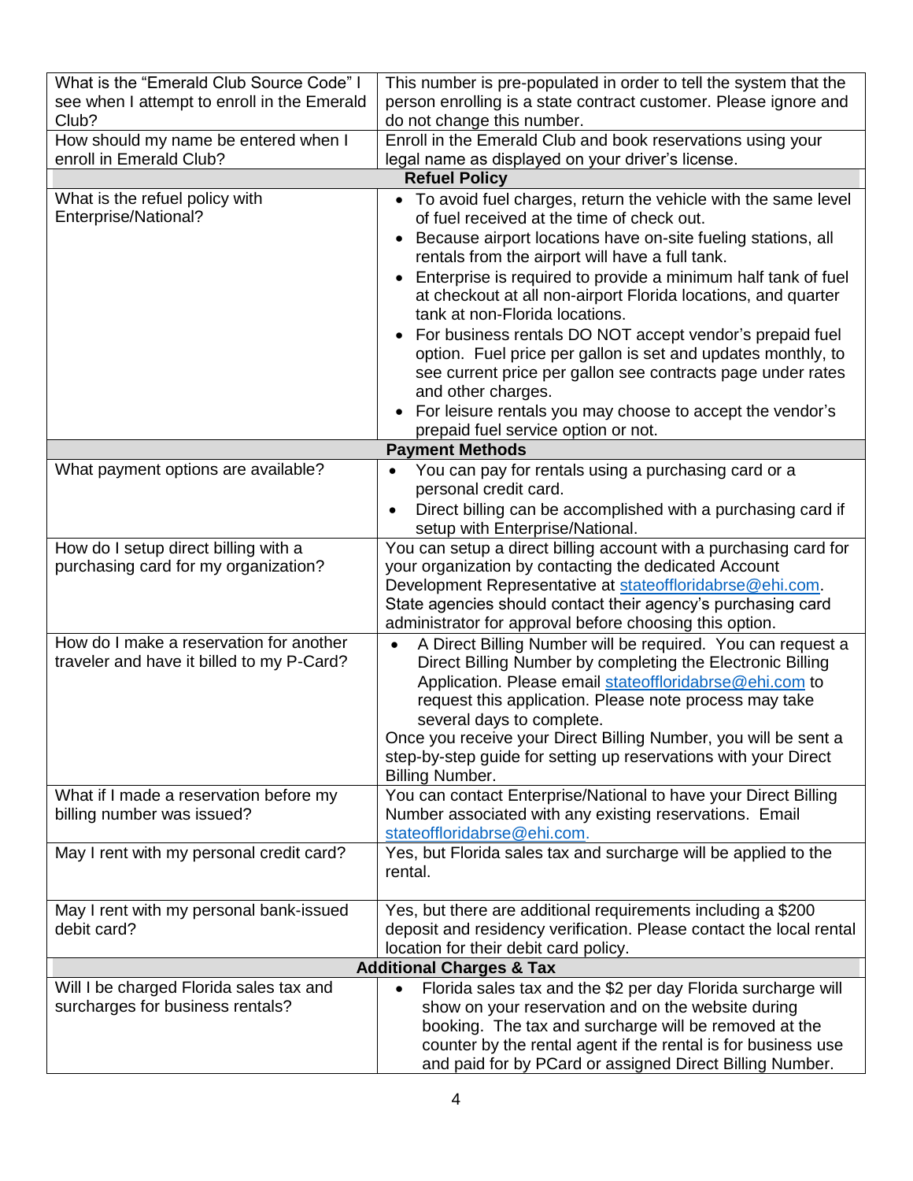| | |
|---|---|
| What is the "Emerald Club Source Code" I see when I attempt to enroll in the Emerald Club? | This number is pre-populated in order to tell the system that the person enrolling is a state contract customer. Please ignore and do not change this number. |
| How should my name be entered when I enroll in Emerald Club? | Enroll in the Emerald Club and book reservations using your legal name as displayed on your driver's license. |
| **Refuel Policy** | |
| What is the refuel policy with Enterprise/National? | • To avoid fuel charges, return the vehicle with the same level of fuel received at the time of check out.<br>• Because airport locations have on-site fueling stations, all rentals from the airport will have a full tank.<br>• Enterprise is required to provide a minimum half tank of fuel at checkout at all non-airport Florida locations, and quarter tank at non-Florida locations.<br>• For business rentals DO NOT accept vendor's prepaid fuel option. Fuel price per gallon is set and updates monthly, to see current price per gallon see contracts page under rates and other charges.<br>• For leisure rentals you may choose to accept the vendor's prepaid fuel service option or not. |
| **Payment Methods** | |
| What payment options are available? | • You can pay for rentals using a purchasing card or a personal credit card.<br>• Direct billing can be accomplished with a purchasing card if setup with Enterprise/National. |
| How do I setup direct billing with a purchasing card for my organization? | You can setup a direct billing account with a purchasing card for your organization by contacting the dedicated Account Development Representative at stateoffloridabrse@ehi.com. State agencies should contact their agency's purchasing card administrator for approval before choosing this option. |
| How do I make a reservation for another traveler and have it billed to my P-Card? | • A Direct Billing Number will be required. You can request a Direct Billing Number by completing the Electronic Billing Application. Please email stateoffloridabrse@ehi.com to request this application. Please note process may take several days to complete.<br>Once you receive your Direct Billing Number, you will be sent a step-by-step guide for setting up reservations with your Direct Billing Number. |
| What if I made a reservation before my billing number was issued? | You can contact Enterprise/National to have your Direct Billing Number associated with any existing reservations. Email stateoffloridabrse@ehi.com. |
| May I rent with my personal credit card? | Yes, but Florida sales tax and surcharge will be applied to the rental. |
| May I rent with my personal bank-issued debit card? | Yes, but there are additional requirements including a $200 deposit and residency verification. Please contact the local rental location for their debit card policy. |
| **Additional Charges & Tax** | |
| Will I be charged Florida sales tax and surcharges for business rentals? | • Florida sales tax and the $2 per day Florida surcharge will show on your reservation and on the website during booking. The tax and surcharge will be removed at the counter by the rental agent if the rental is for business use and paid for by PCard or assigned Direct Billing Number. |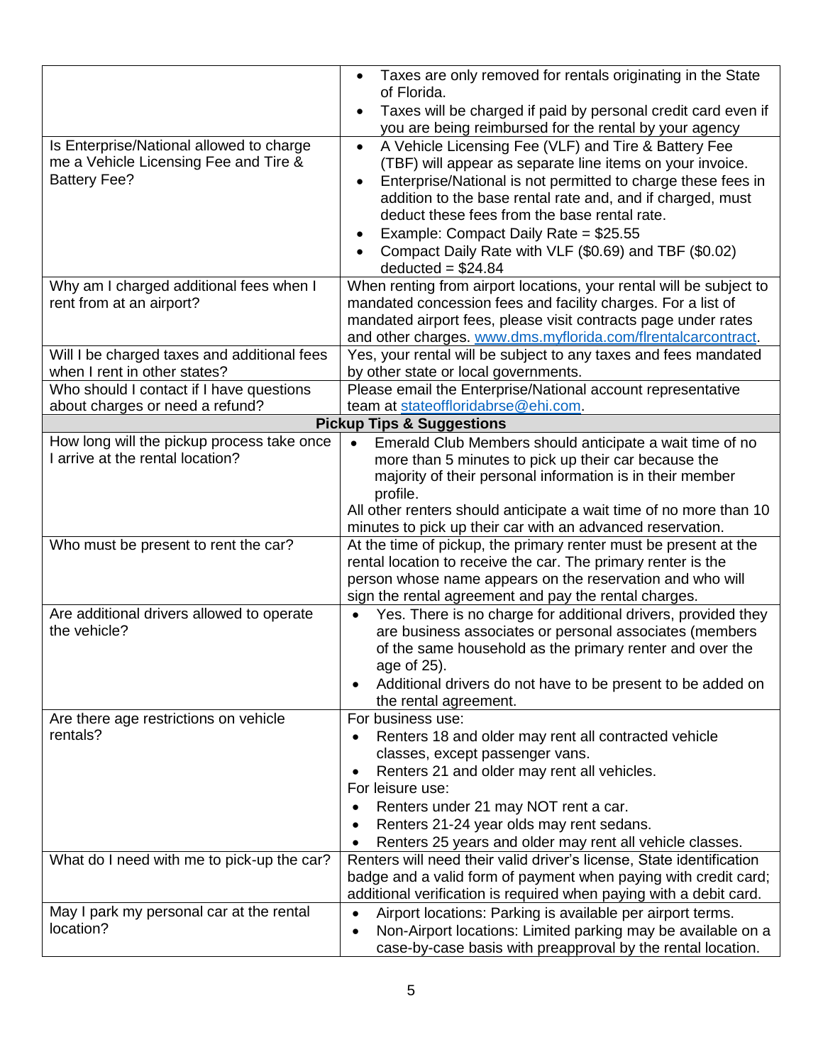| | |
|---|---|
| | • Taxes are only removed for rentals originating in the State of Florida.<br>• Taxes will be charged if paid by personal credit card even if you are being reimbursed for the rental by your agency |
| Is Enterprise/National allowed to charge me a Vehicle Licensing Fee and Tire & Battery Fee? | • A Vehicle Licensing Fee (VLF) and Tire & Battery Fee (TBF) will appear as separate line items on your invoice.<br>• Enterprise/National is not permitted to charge these fees in addition to the base rental rate and, and if charged, must deduct these fees from the base rental rate.<br>• Example: Compact Daily Rate = $25.55<br>• Compact Daily Rate with VLF ($0.69) and TBF ($0.02) deducted = $24.84 |
| Why am I charged additional fees when I rent from at an airport? | When renting from airport locations, your rental will be subject to mandated concession fees and facility charges. For a list of mandated airport fees, please visit contracts page under rates and other charges. [www.dms.myflorida.com/flrentalcarcontract](www.dms.myflorida.com/flrentalcarcontract). |
| Will I be charged taxes and additional fees when I rent in other states? | Yes, your rental will be subject to any taxes and fees mandated by other state or local governments. |
| Who should I contact if I have questions about charges or need a refund? | Please email the Enterprise/National account representative team at [stateoffloridabrse@ehi.com](mailto:stateoffloridabrse@ehi.com). |
| **Pickup Tips & Suggestions** | |
| How long will the pickup process take once I arrive at the rental location? | • Emerald Club Members should anticipate a wait time of no more than 5 minutes to pick up their car because the majority of their personal information is in their member profile.<br>All other renters should anticipate a wait time of no more than 10 minutes to pick up their car with an advanced reservation. |
| Who must be present to rent the car? | At the time of pickup, the primary renter must be present at the rental location to receive the car. The primary renter is the person whose name appears on the reservation and who will sign the rental agreement and pay the rental charges. |
| Are additional drivers allowed to operate the vehicle? | • Yes. There is no charge for additional drivers, provided they are business associates or personal associates (members of the same household as the primary renter and over the age of 25).<br>• Additional drivers do not have to be present to be added on the rental agreement. |
| Are there age restrictions on vehicle rentals? | For business use:<br>• Renters 18 and older may rent all contracted vehicle classes, except passenger vans.<br>• Renters 21 and older may rent all vehicles.<br>For leisure use:<br>• Renters under 21 may NOT rent a car.<br>• Renters 21-24 year olds may rent sedans.<br>• Renters 25 years and older may rent all vehicle classes. |
| What do I need with me to pick-up the car? | Renters will need their valid driver's license, State identification badge and a valid form of payment when paying with credit card; additional verification is required when paying with a debit card. |
| May I park my personal car at the rental location? | • Airport locations: Parking is available per airport terms.<br>• Non-Airport locations: Limited parking may be available on a case-by-case basis with preapproval by the rental location. |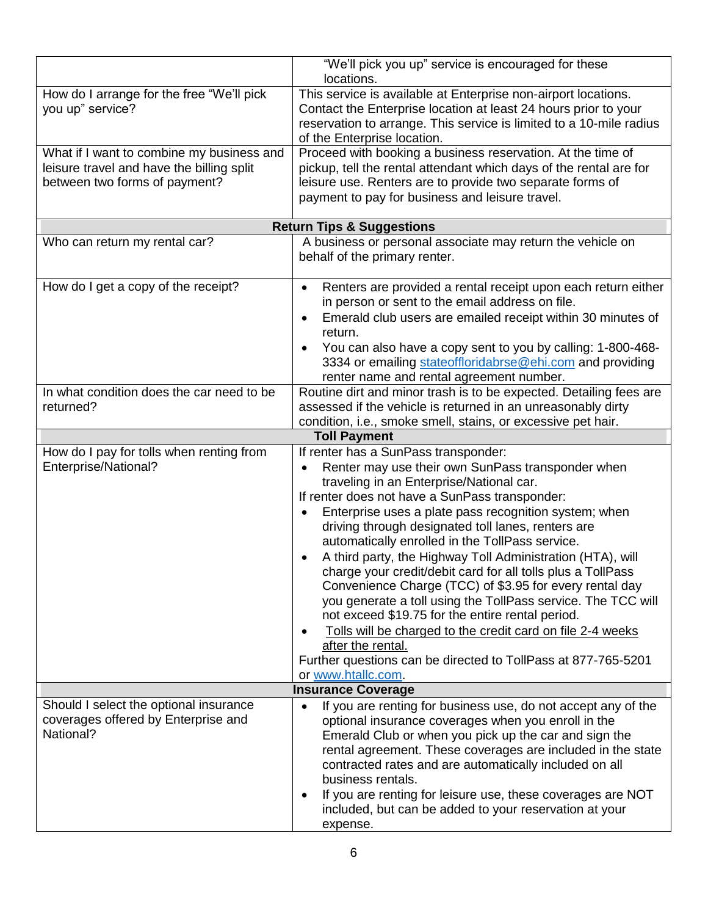| | |
|---|---|
| | "We'll pick you up" service is encouraged for these locations. |
| How do I arrange for the free "We'll pick you up" service? | This service is available at Enterprise non-airport locations. Contact the Enterprise location at least 24 hours prior to your reservation to arrange. This service is limited to a 10-mile radius of the Enterprise location. |
| What if I want to combine my business and leisure travel and have the billing split between two forms of payment? | Proceed with booking a business reservation. At the time of pickup, tell the rental attendant which days of the rental are for leisure use. Renters are to provide two separate forms of payment to pay for business and leisure travel. |
| **Return Tips & Suggestions** | |
| Who can return my rental car? | A business or personal associate may return the vehicle on behalf of the primary renter. |
| How do I get a copy of the receipt? | • Renters are provided a rental receipt upon each return either in person or sent to the email address on file.<br>• Emerald club users are emailed receipt within 30 minutes of return.<br>• You can also have a copy sent to you by calling: 1-800-468-3334 or emailing stateoffloridabrse@ehi.com and providing renter name and rental agreement number. |
| In what condition does the car need to be returned? | Routine dirt and minor trash is to be expected. Detailing fees are assessed if the vehicle is returned in an unreasonably dirty condition, i.e., smoke smell, stains, or excessive pet hair. |
| **Toll Payment** | |
| How do I pay for tolls when renting from Enterprise/National? | If renter has a SunPass transponder:<br>• Renter may use their own SunPass transponder when traveling in an Enterprise/National car.<br>If renter does not have a SunPass transponder:<br>• Enterprise uses a plate pass recognition system; when driving through designated toll lanes, renters are automatically enrolled in the TollPass service.<br>• A third party, the Highway Toll Administration (HTA), will charge your credit/debit card for all tolls plus a TollPass Convenience Charge (TCC) of $3.95 for every rental day you generate a toll using the TollPass service. The TCC will not exceed $19.75 for the entire rental period.<br>• Tolls will be charged to the credit card on file 2-4 weeks after the rental.<br>Further questions can be directed to TollPass at 877-765-5201 or www.htallc.com. |
| **Insurance Coverage** | |
| Should I select the optional insurance coverages offered by Enterprise and National? | • If you are renting for business use, do not accept any of the optional insurance coverages when you enroll in the Emerald Club or when you pick up the car and sign the rental agreement. These coverages are included in the state contracted rates and are automatically included on all business rentals.<br>• If you are renting for leisure use, these coverages are NOT included, but can be added to your reservation at your expense. |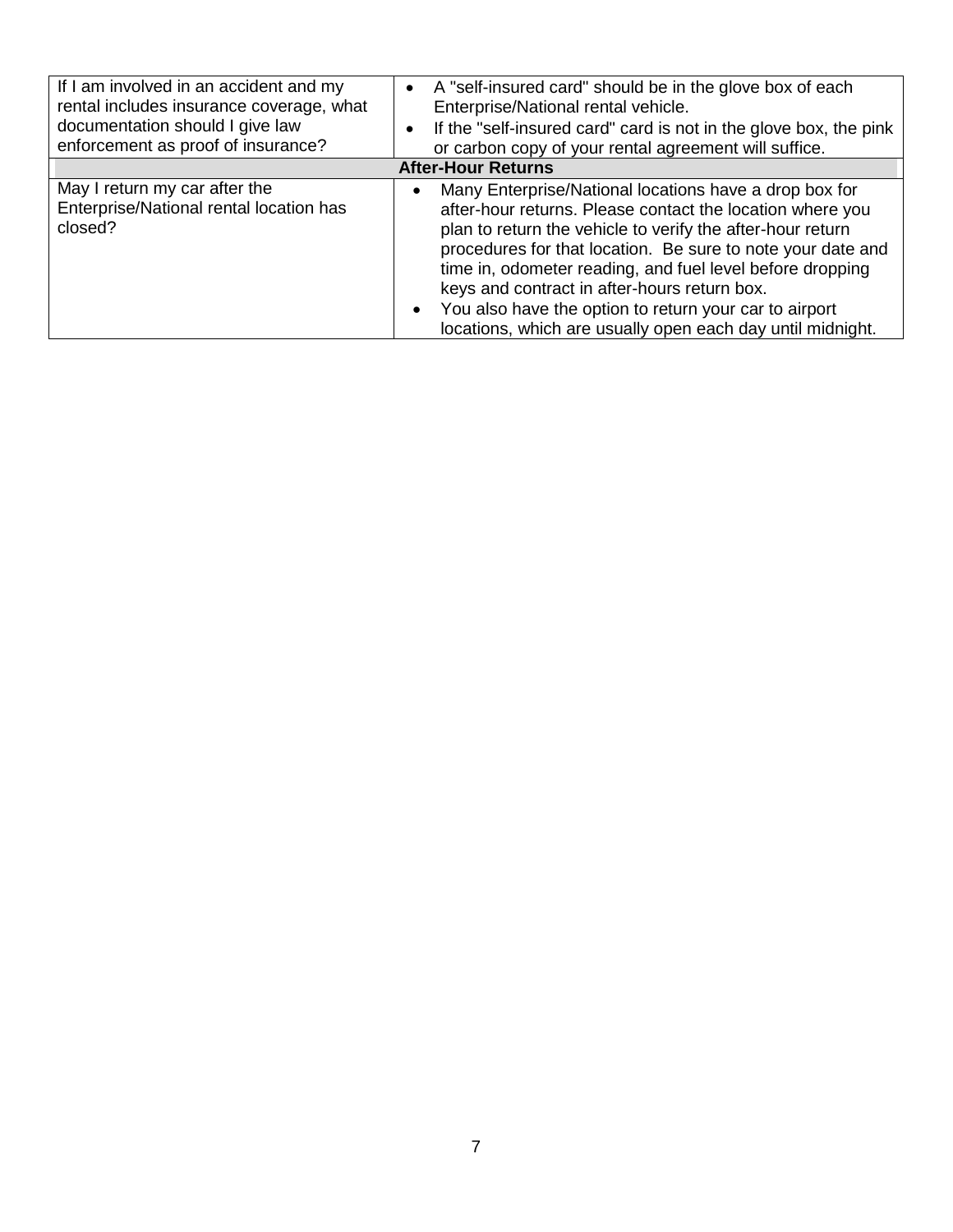| | |
|---|---|
| If I am involved in an accident and my rental includes insurance coverage, what documentation should I give law enforcement as proof of insurance? | • A "self-insured card" should be in the glove box of each Enterprise/National rental vehicle.<br>• If the "self-insured card" card is not in the glove box, the pink or carbon copy of your rental agreement will suffice. |
| **After-Hour Returns** | |
| May I return my car after the Enterprise/National rental location has closed? | • Many Enterprise/National locations have a drop box for after-hour returns. Please contact the location where you plan to return the vehicle to verify the after-hour return procedures for that location. Be sure to note your date and time in, odometer reading, and fuel level before dropping keys and contract in after-hours return box.<br>• You also have the option to return your car to airport locations, which are usually open each day until midnight. |